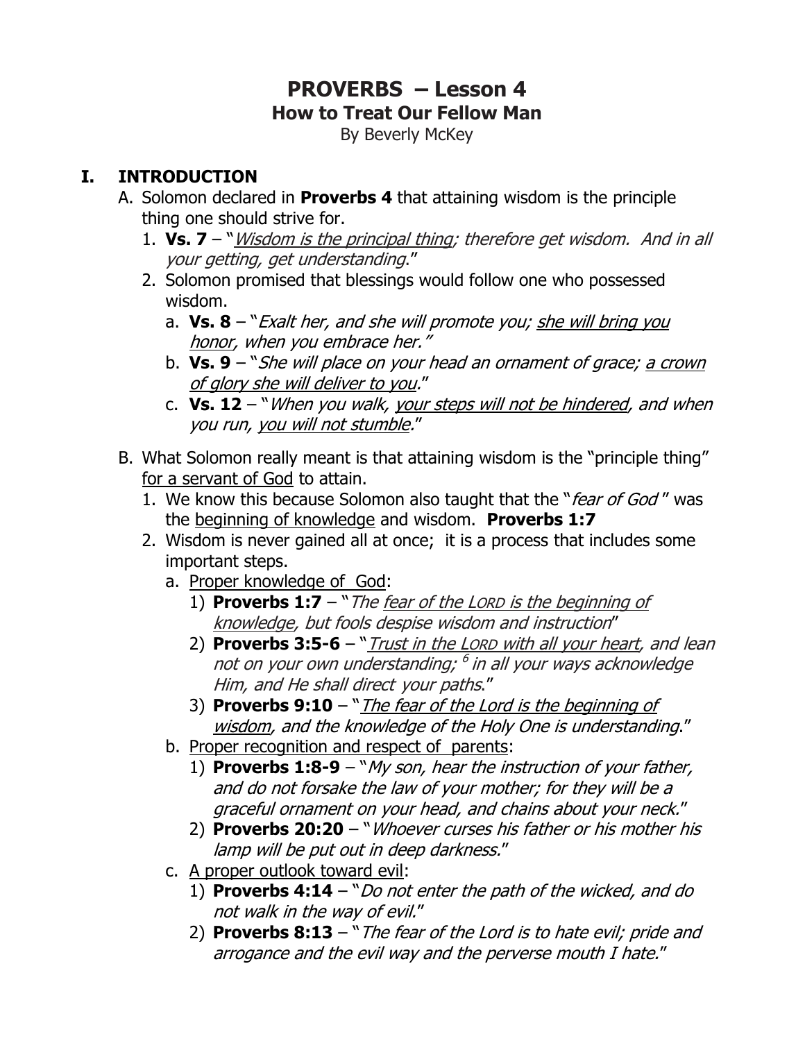# PROVERBS – Lesson 4

## How to Treat Our Fellow Man

By Beverly McKey

## I. INTRODUCTION

A. Solomon declared in **Proverbs 4** that attaining wisdom is the principle thing one should strive for.

1. **Vs. 7** – "*<u>Wisdom is the principal thing</u>; therefore get wisdom. And in all your getting, get understanding*."
2. Solomon promised that blessings would follow one who possessed wisdom.
   a. **Vs. 8** – "*Exalt her, and she will promote you; <u>she will bring you honor</u>, when you embrace her.*"
   b. **Vs. 9** – "*She will place on your head an ornament of grace; <u>a crown of glory she will deliver to you</u>.*"
   c. **Vs. 12** – "*When you walk, <u>your steps will not be hindered</u>, and when you run, <u>you will not stumble</u>.*"

B. What Solomon really meant is that attaining wisdom is the "principle thing" <u>for a servant of God</u> to attain.

1. We know this because Solomon also taught that the "*fear of God* " was the <u>beginning of knowledge</u> and wisdom. **Proverbs 1:7**
2. Wisdom is never gained all at once; it is a process that includes some important steps.
   a. <u>Proper knowledge of God</u>:
      1) **Proverbs 1:7** – "*The <u>fear of the LORD is the beginning of knowledge</u>, but fools despise wisdom and instruction*"
      2) **Proverbs 3:5-6** – "*<u>Trust in the LORD with all your heart</u>, and lean not on your own understanding; [6] in all your ways acknowledge Him, and He shall direct your paths*."
      3) **Proverbs 9:10** – "*<u>The fear of the Lord is the beginning of wisdom</u>, and the knowledge of the Holy One is understanding*."
   b. <u>Proper recognition and respect of parents</u>:
      1) **Proverbs 1:8-9** – "*My son, hear the instruction of your father, and do not forsake the law of your mother; for they will be a graceful ornament on your head, and chains about your neck.*"
      2) **Proverbs 20:20** – "*Whoever curses his father or his mother his lamp will be put out in deep darkness.*"
   c. <u>A proper outlook toward evil</u>:
      1) **Proverbs 4:14** – "*Do not enter the path of the wicked, and do not walk in the way of evil.*"
      2) **Proverbs 8:13** – "*The fear of the Lord is to hate evil; pride and arrogance and the evil way and the perverse mouth I hate.*"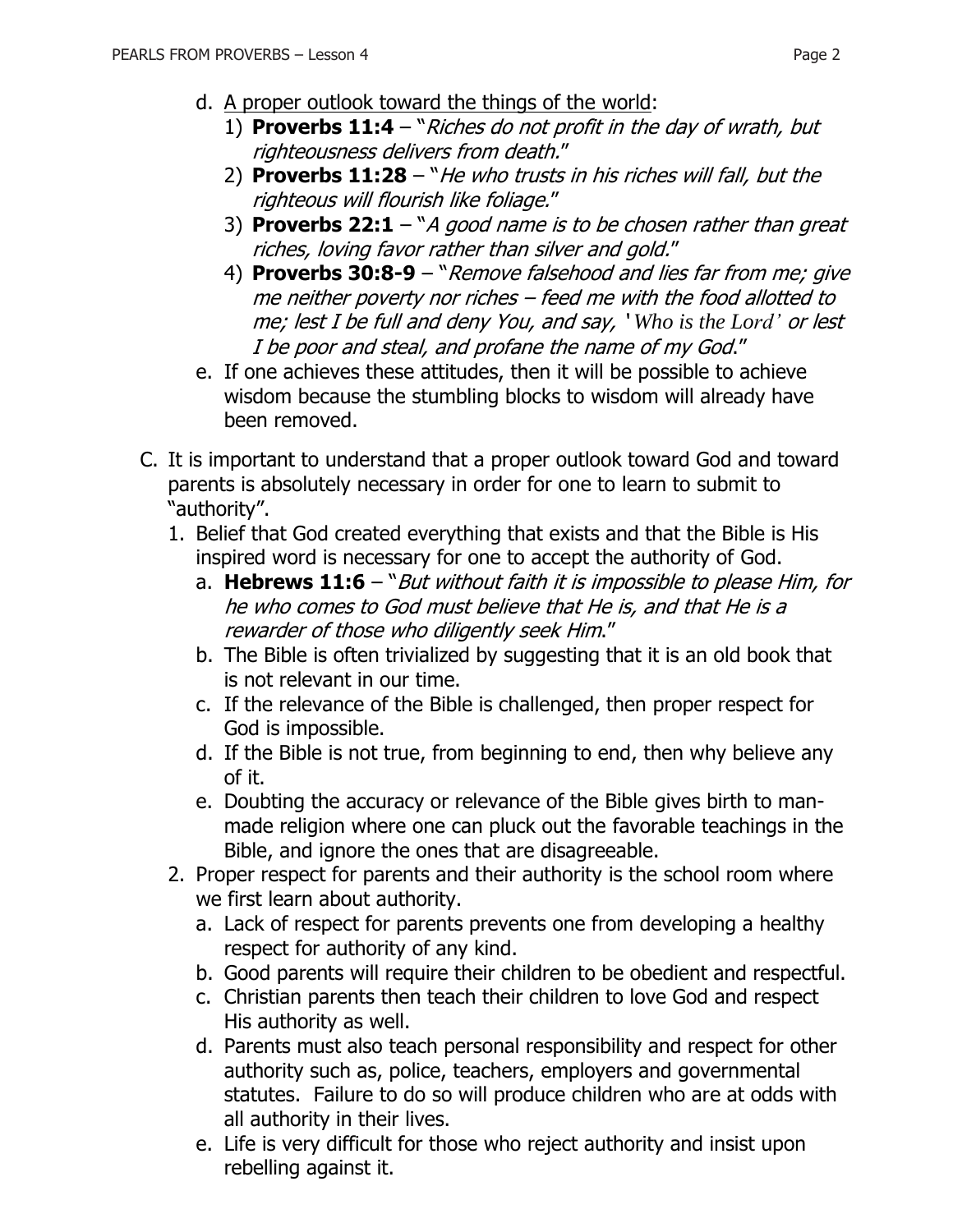d. <u>A proper outlook toward the things of the world</u>:
   1) **Proverbs 11:4** – "*Riches do not profit in the day of wrath, but righteousness delivers from death.*"
   2) **Proverbs 11:28** – "*He who trusts in his riches will fall, but the righteous will flourish like foliage.*"
   3) **Proverbs 22:1** – "*A good name is to be chosen rather than great riches, loving favor rather than silver and gold.*"
   4) **Proverbs 30:8-9** – "*Remove falsehood and lies far from me; give me neither poverty nor riches – feed me with the food allotted to me; lest I be full and deny You, and say, 'Who is the Lord' or lest I be poor and steal, and profane the name of my God.*"

e. If one achieves these attitudes, then it will be possible to achieve wisdom because the stumbling blocks to wisdom will already have been removed.

C. It is important to understand that a proper outlook toward God and toward parents is absolutely necessary in order for one to learn to submit to "authority".

1. Belief that God created everything that exists and that the Bible is His inspired word is necessary for one to accept the authority of God.
   a. **Hebrews 11:6** – "*But without faith it is impossible to please Him, for he who comes to God must believe that He is, and that He is a rewarder of those who diligently seek Him*."
   b. The Bible is often trivialized by suggesting that it is an old book that is not relevant in our time.
   c. If the relevance of the Bible is challenged, then proper respect for God is impossible.
   d. If the Bible is not true, from beginning to end, then why believe any of it.
   e. Doubting the accuracy or relevance of the Bible gives birth to man-made religion where one can pluck out the favorable teachings in the Bible, and ignore the ones that are disagreeable.

2. Proper respect for parents and their authority is the school room where we first learn about authority.
   a. Lack of respect for parents prevents one from developing a healthy respect for authority of any kind.
   b. Good parents will require their children to be obedient and respectful.
   c. Christian parents then teach their children to love God and respect His authority as well.
   d. Parents must also teach personal responsibility and respect for other authority such as, police, teachers, employers and governmental statutes. Failure to do so will produce children who are at odds with all authority in their lives.
   e. Life is very difficult for those who reject authority and insist upon rebelling against it.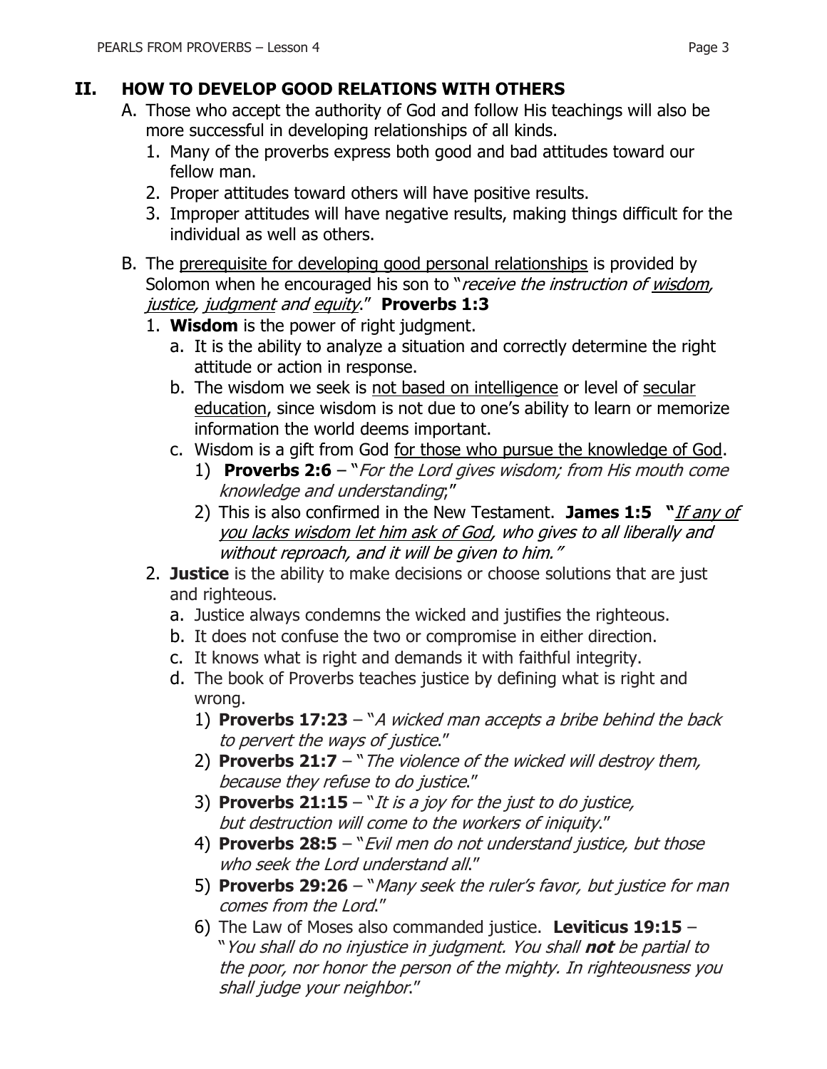## II. HOW TO DEVELOP GOOD RELATIONS WITH OTHERS

A. Those who accept the authority of God and follow His teachings will also be more successful in developing relationships of all kinds.

   1. Many of the proverbs express both good and bad attitudes toward our fellow man.
   2. Proper attitudes toward others will have positive results.
   3. Improper attitudes will have negative results, making things difficult for the individual as well as others.

B. The <u>prerequisite for developing good personal relationships</u> is provided by Solomon when he encouraged his son to "*receive the instruction of <u>wisdom</u>, <u>justice</u>, <u>judgment</u> and <u>equity</u>*." **Proverbs 1:3**

   1. **Wisdom** is the power of right judgment.
      a. It is the ability to analyze a situation and correctly determine the right attitude or action in response.
      b. The wisdom we seek is <u>not based on intelligence</u> or level of <u>secular education</u>, since wisdom is not due to one's ability to learn or memorize information the world deems important.
      c. Wisdom is a gift from God <u>for those who pursue the knowledge of God</u>.
         1) **Proverbs 2:6** – "*For the Lord gives wisdom; from His mouth come knowledge and understanding*;"
         2) This is also confirmed in the New Testament. **James 1:5 "***<u>If any of you lacks wisdom let him ask of God</u>, who gives to all liberally and without reproach, and it will be given to him."*

   2. **Justice** is the ability to make decisions or choose solutions that are just and righteous.
      a. Justice always condemns the wicked and justifies the righteous.
      b. It does not confuse the two or compromise in either direction.
      c. It knows what is right and demands it with faithful integrity.
      d. The book of Proverbs teaches justice by defining what is right and wrong.
         1) **Proverbs 17:23** – "*A wicked man accepts a bribe behind the back to pervert the ways of justice*."
         2) **Proverbs 21:7** – "*The violence of the wicked will destroy them, because they refuse to do justice*."
         3) **Proverbs 21:15** – "*It is a joy for the just to do justice, but destruction will come to the workers of iniquity*."
         4) **Proverbs 28:5** – "*Evil men do not understand justice, but those who seek the Lord understand all*."
         5) **Proverbs 29:26** – "*Many seek the ruler's favor, but justice for man comes from the Lord*."
         6) The Law of Moses also commanded justice. **Leviticus 19:15** – "*You shall do no injustice in judgment. You shall* ***not*** *be partial to the poor, nor honor the person of the mighty. In righteousness you shall judge your neighbor*."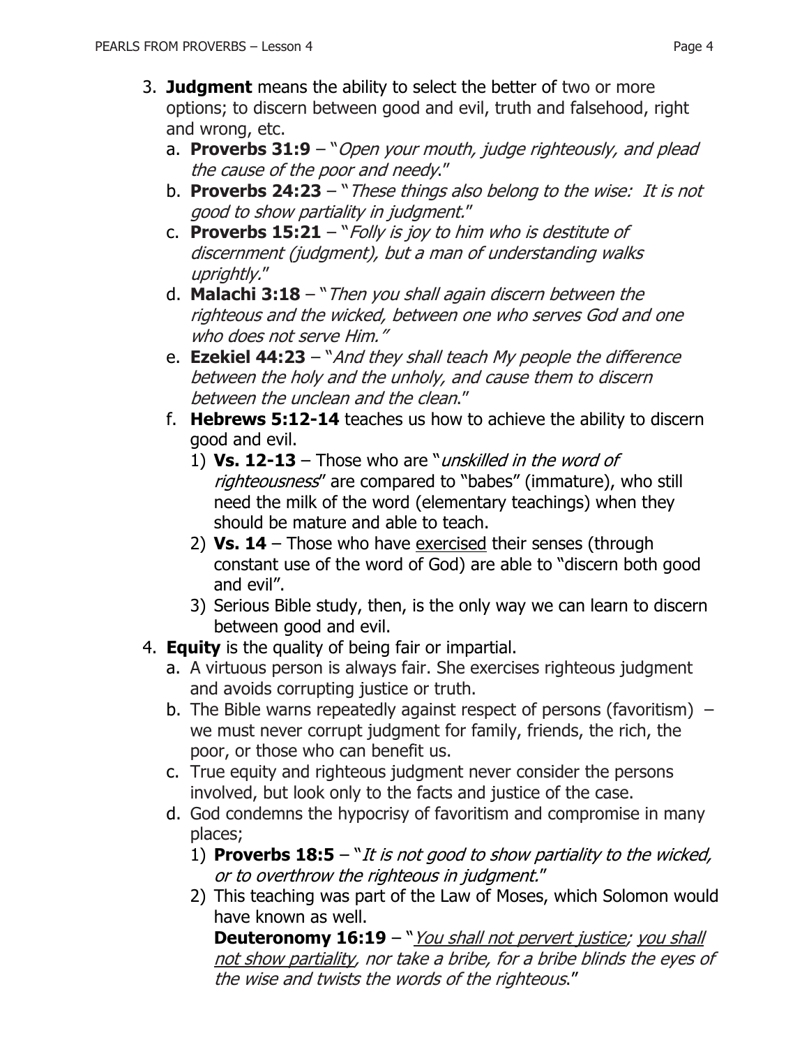3. **Judgment** means the ability to select the better of two or more options; to discern between good and evil, truth and falsehood, right and wrong, etc.
   a. **Proverbs 31:9** – "*Open your mouth, judge righteously, and plead the cause of the poor and needy*."
   b. **Proverbs 24:23** – "*These things also belong to the wise: It is not good to show partiality in judgment.*"
   c. **Proverbs 15:21** – "*Folly is joy to him who is destitute of discernment (judgment), but a man of understanding walks uprightly.*"
   d. **Malachi 3:18** – "*Then you shall again discern between the righteous and the wicked, between one who serves God and one who does not serve Him.*"
   e. **Ezekiel 44:23** – "*And they shall teach My people the difference between the holy and the unholy, and cause them to discern between the unclean and the clean*."
   f. **Hebrews 5:12-14** teaches us how to achieve the ability to discern good and evil.
      1) **Vs. 12-13** – Those who are "*unskilled in the word of righteousness*" are compared to "babes" (immature), who still need the milk of the word (elementary teachings) when they should be mature and able to teach.
      2) **Vs. 14** – Those who have <u>exercised</u> their senses (through constant use of the word of God) are able to "discern both good and evil".
      3) Serious Bible study, then, is the only way we can learn to discern between good and evil.
4. **Equity** is the quality of being fair or impartial.
   a. A virtuous person is always fair. She exercises righteous judgment and avoids corrupting justice or truth.
   b. The Bible warns repeatedly against respect of persons (favoritism) – we must never corrupt judgment for family, friends, the rich, the poor, or those who can benefit us.
   c. True equity and righteous judgment never consider the persons involved, but look only to the facts and justice of the case.
   d. God condemns the hypocrisy of favoritism and compromise in many places;
      1) **Proverbs 18:5** – "*It is not good to show partiality to the wicked, or to overthrow the righteous in judgment.*"
      2) This teaching was part of the Law of Moses, which Solomon would have known as well.
         **Deuteronomy 16:19** – "*<u>You shall not pervert justice</u>; <u>you shall not show partiality</u>, nor take a bribe, for a bribe blinds the eyes of the wise and twists the words of the righteous*."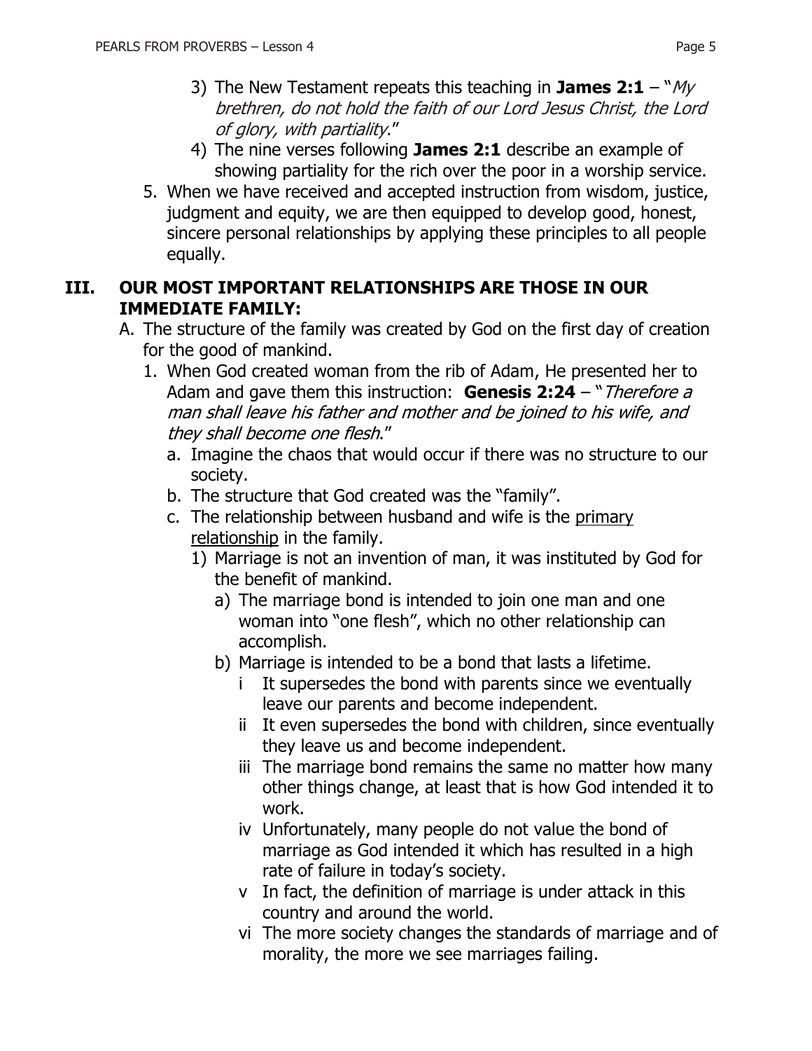3) The New Testament repeats this teaching in **James 2:1** – "*My brethren, do not hold the faith of our Lord Jesus Christ, the Lord of glory, with partiality*."
4) The nine verses following **James 2:1** describe an example of showing partiality for the rich over the poor in a worship service.

5. When we have received and accepted instruction from wisdom, justice, judgment and equity, we are then equipped to develop good, honest, sincere personal relationships by applying these principles to all people equally.

## III. OUR MOST IMPORTANT RELATIONSHIPS ARE THOSE IN OUR IMMEDIATE FAMILY:

A. The structure of the family was created by God on the first day of creation for the good of mankind.

1. When God created woman from the rib of Adam, He presented her to Adam and gave them this instruction: **Genesis 2:24** – "*Therefore a man shall leave his father and mother and be joined to his wife, and they shall become one flesh*."
   a. Imagine the chaos that would occur if there was no structure to our society.
   b. The structure that God created was the "family".
   c. The relationship between husband and wife is the <u>primary relationship</u> in the family.
      1) Marriage is not an invention of man, it was instituted by God for the benefit of mankind.
         a) The marriage bond is intended to join one man and one woman into "one flesh", which no other relationship can accomplish.
         b) Marriage is intended to be a bond that lasts a lifetime.
            i It supersedes the bond with parents since we eventually leave our parents and become independent.
            ii It even supersedes the bond with children, since eventually they leave us and become independent.
            iii The marriage bond remains the same no matter how many other things change, at least that is how God intended it to work.
            iv Unfortunately, many people do not value the bond of marriage as God intended it which has resulted in a high rate of failure in today's society.
            v In fact, the definition of marriage is under attack in this country and around the world.
            vi The more society changes the standards of marriage and of morality, the more we see marriages failing.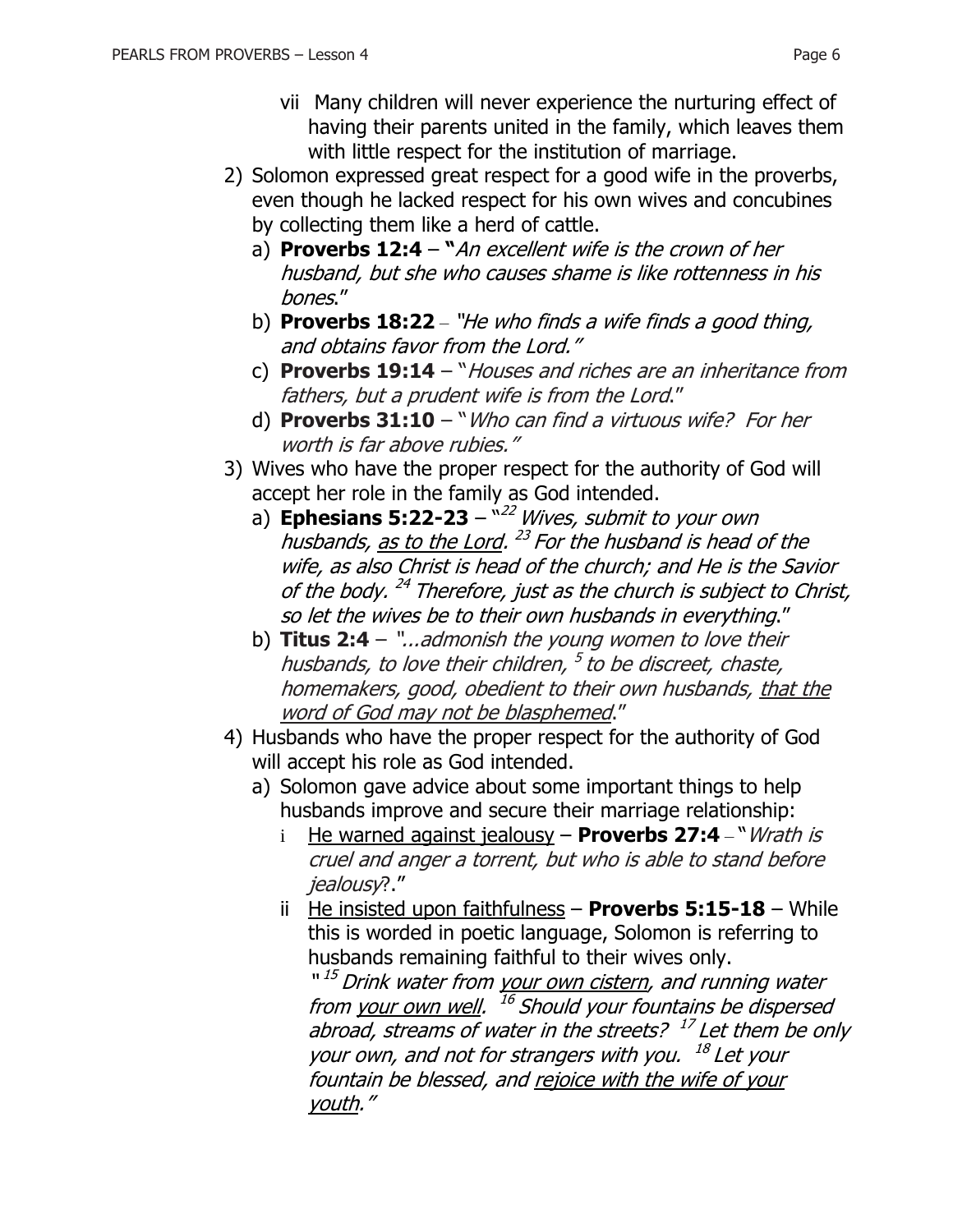vii Many children will never experience the nurturing effect of having their parents united in the family, which leaves them with little respect for the institution of marriage.

2) Solomon expressed great respect for a good wife in the proverbs, even though he lacked respect for his own wives and concubines by collecting them like a herd of cattle.
   a) **Proverbs 12:4** – "*An excellent wife is the crown of her husband, but she who causes shame is like rottenness in his bones*."
   b) **Proverbs 18:22** – "*He who finds a wife finds a good thing, and obtains favor from the Lord.*"
   c) **Proverbs 19:14** – "*Houses and riches are an inheritance from fathers, but a prudent wife is from the Lord*."
   d) **Proverbs 31:10** – "*Who can find a virtuous wife? For her worth is far above rubies.*"

3) Wives who have the proper respect for the authority of God will accept her role in the family as God intended.
   a) **Ephesians 5:22-23** – "[22] *Wives, submit to your own husbands, <u>as to the Lord</u>.* [23] *For the husband is head of the wife, as also Christ is head of the church; and He is the Savior of the body.* [24] *Therefore, just as the church is subject to Christ, so let the wives be to their own husbands in everything*."
   b) **Titus 2:4** – "*...admonish the young women to love their husbands, to love their children,* [5] *to be discreet, chaste, homemakers, good, obedient to their own husbands, <u>that the word of God may not be blasphemed</u>*."

4) Husbands who have the proper respect for the authority of God will accept his role as God intended.
   a) Solomon gave advice about some important things to help husbands improve and secure their marriage relationship:
      i <u>He warned against jealousy</u> – **Proverbs 27:4** – "*Wrath is cruel and anger a torrent, but who is able to stand before jealousy*?."
      ii <u>He insisted upon faithfulness</u> – **Proverbs 5:15-18** – While this is worded in poetic language, Solomon is referring to husbands remaining faithful to their wives only.
      "[15] *Drink water from <u>your own cistern</u>, and running water from <u>your own well</u>.* [16] *Should your fountains be dispersed abroad, streams of water in the streets?* [17] *Let them be only your own, and not for strangers with you.* [18] *Let your fountain be blessed, and <u>rejoice with the wife of your youth</u>.*"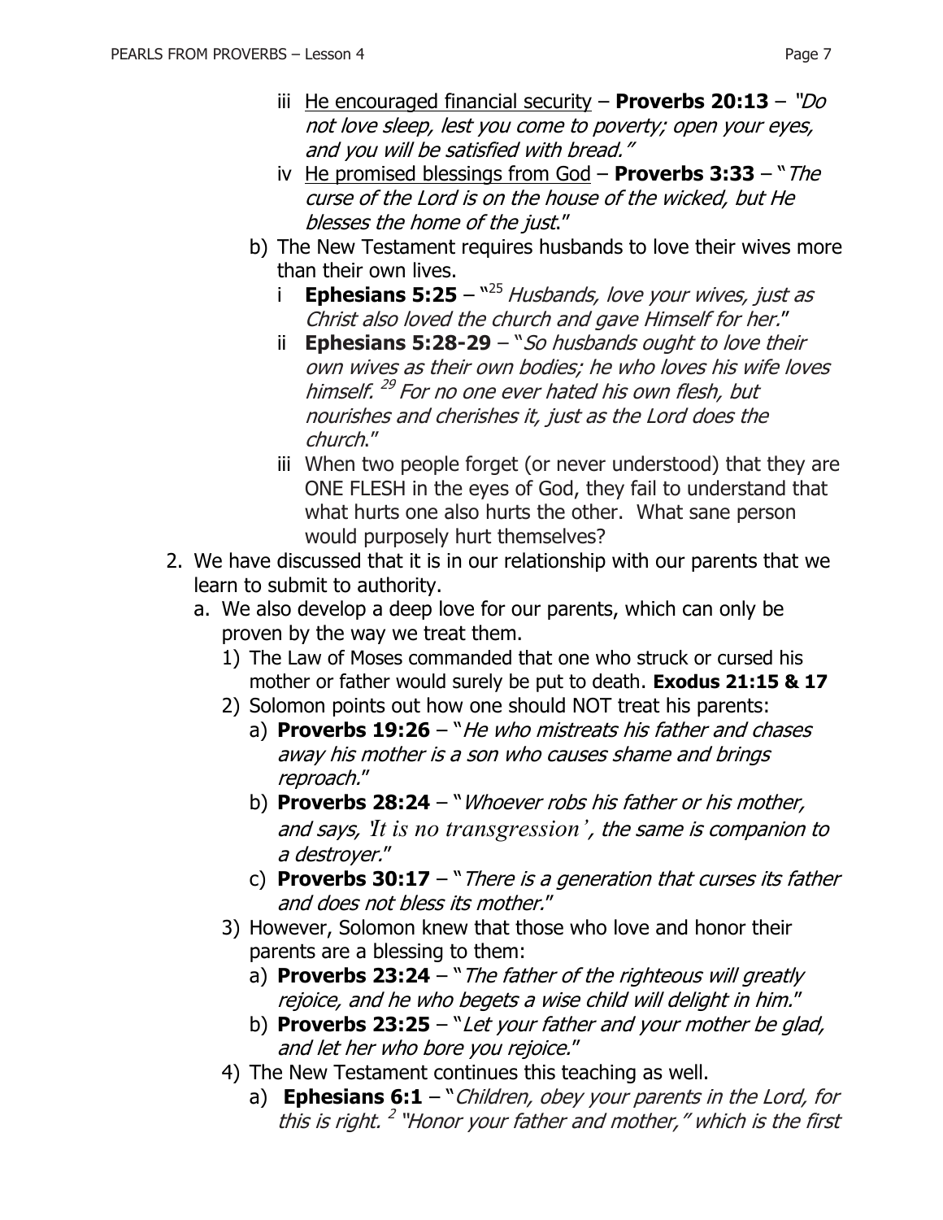- iii <u>He encouraged financial security</u> – **Proverbs 20:13** – *"Do not love sleep, lest you come to poverty; open your eyes, and you will be satisfied with bread."*
- iv <u>He promised blessings from God</u> – **Proverbs 3:33** – "*The curse of the Lord is on the house of the wicked, but He blesses the home of the just*."

b) The New Testament requires husbands to love their wives more than their own lives.

- i **Ephesians 5:25** – "[25] *Husbands, love your wives, just as Christ also loved the church and gave Himself for her.*"
- ii **Ephesians 5:28-29** – "*So husbands ought to love their own wives as their own bodies; he who loves his wife loves himself.* [29] *For no one ever hated his own flesh, but nourishes and cherishes it, just as the Lord does the church*."
- iii When two people forget (or never understood) that they are ONE FLESH in the eyes of God, they fail to understand that what hurts one also hurts the other. What sane person would purposely hurt themselves?

2. We have discussed that it is in our relationship with our parents that we learn to submit to authority.

   a. We also develop a deep love for our parents, which can only be proven by the way we treat them.

      1) The Law of Moses commanded that one who struck or cursed his mother or father would surely be put to death. **Exodus 21:15 & 17**
      2) Solomon points out how one should NOT treat his parents:
         - a) **Proverbs 19:26** – "*He who mistreats his father and chases away his mother is a son who causes shame and brings reproach.*"
         - b) **Proverbs 28:24** – "*Whoever robs his father or his mother, and says, 'It is no transgression', the same is companion to a destroyer.*"
         - c) **Proverbs 30:17** – "*There is a generation that curses its father and does not bless its mother.*"
      3) However, Solomon knew that those who love and honor their parents are a blessing to them:
         - a) **Proverbs 23:24** – "*The father of the righteous will greatly rejoice, and he who begets a wise child will delight in him.*"
         - b) **Proverbs 23:25** – "*Let your father and your mother be glad, and let her who bore you rejoice.*"
      4) The New Testament continues this teaching as well.
         - a) **Ephesians 6:1** – "*Children, obey your parents in the Lord, for this is right.* [2] *"Honor your father and mother," which is the first*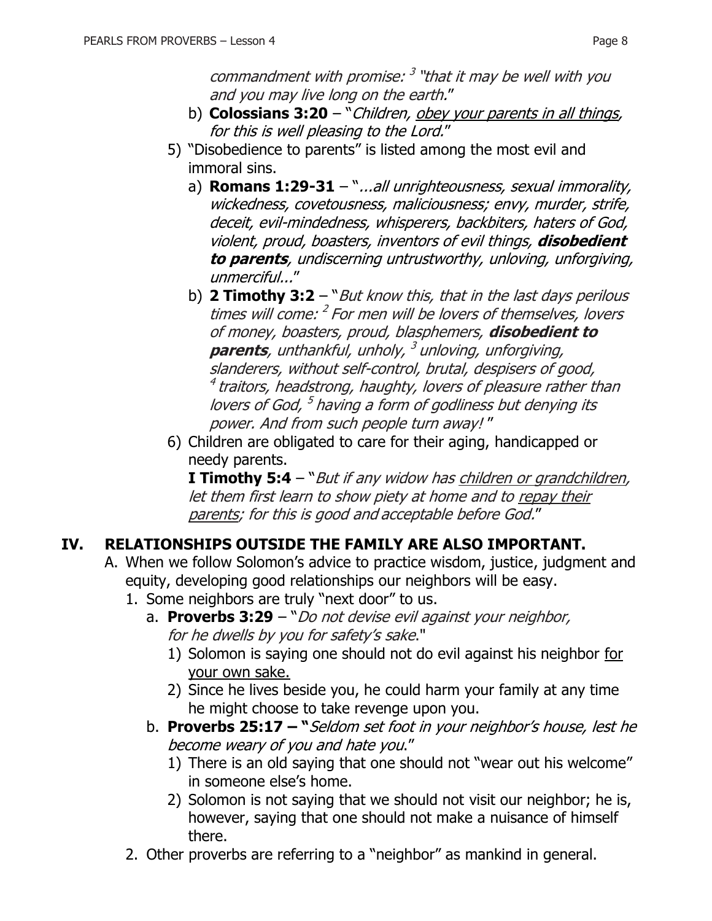*commandment with promise: [3] "that it may be well with you and you may live long on the earth.*"

b) **Colossians 3:20** – "*Children, <u>obey your parents in all things</u>, for this is well pleasing to the Lord.*"

5) "Disobedience to parents" is listed among the most evil and immoral sins.

a) **Romans 1:29-31** – "*...all unrighteousness, sexual immorality, wickedness, covetousness, maliciousness; envy, murder, strife, deceit, evil-mindedness, whisperers, backbiters, haters of God, violent, proud, boasters, inventors of evil things,* ***disobedient to parents****, undiscerning untrustworthy, unloving, unforgiving, unmerciful...*"

b) **2 Timothy 3:2** – "*But know this, that in the last days perilous times will come: [2] For men will be lovers of themselves, lovers of money, boasters, proud, blasphemers,* ***disobedient to parents****, unthankful, unholy, [3] unloving, unforgiving, slanderers, without self-control, brutal, despisers of good, [4] traitors, headstrong, haughty, lovers of pleasure rather than lovers of God, [5] having a form of godliness but denying its power. And from such people turn away!* "

6) Children are obligated to care for their aging, handicapped or needy parents.

**I Timothy 5:4** – "*But if any widow has <u>children or grandchildren</u>, let them first learn to show piety at home and to <u>repay their parents</u>; for this is good and acceptable before God.*"

## IV. RELATIONSHIPS OUTSIDE THE FAMILY ARE ALSO IMPORTANT.

A. When we follow Solomon's advice to practice wisdom, justice, judgment and equity, developing good relationships our neighbors will be easy.

1. Some neighbors are truly "next door" to us.

a. **Proverbs 3:29** – "*Do not devise evil against your neighbor, for he dwells by you for safety's sake*."

1) Solomon is saying one should not do evil against his neighbor <u>for your own sake.</u>

2) Since he lives beside you, he could harm your family at any time he might choose to take revenge upon you.

b. **Proverbs 25:17 – "***Seldom set foot in your neighbor's house, lest he become weary of you and hate you*."

1) There is an old saying that one should not "wear out his welcome" in someone else's home.

2) Solomon is not saying that we should not visit our neighbor; he is, however, saying that one should not make a nuisance of himself there.

2. Other proverbs are referring to a "neighbor" as mankind in general.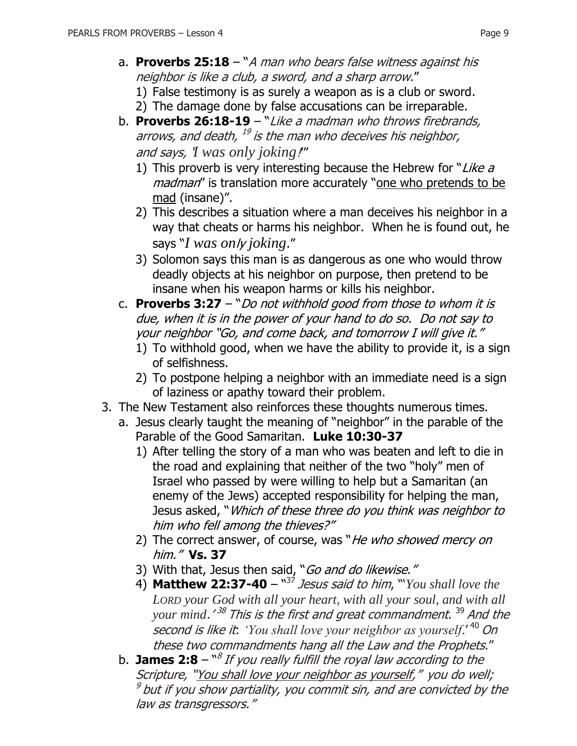a. **Proverbs 25:18** – "*A man who bears false witness against his neighbor is like a club, a sword, and a sharp arrow*."
   1) False testimony is as surely a weapon as is a club or sword.
   2) The damage done by false accusations can be irreparable.

b. **Proverbs 26:18-19** – "*Like a madman who throws firebrands, arrows, and death,* [19] *is the man who deceives his neighbor, and says, 'I was only joking!'*"
   1) This proverb is very interesting because the Hebrew for "*Like a madman*" is translation more accurately "one who pretends to be mad (insane)".
   2) This describes a situation where a man deceives his neighbor in a way that cheats or harms his neighbor. When he is found out, he says "*I was only joking*."
   3) Solomon says this man is as dangerous as one who would throw deadly objects at his neighbor on purpose, then pretend to be insane when his weapon harms or kills his neighbor.

c. **Proverbs 3:27** – "*Do not withhold good from those to whom it is due, when it is in the power of your hand to do so. Do not say to your neighbor "Go, and come back, and tomorrow I will give it."*
   1) To withhold good, when we have the ability to provide it, is a sign of selfishness.
   2) To postpone helping a neighbor with an immediate need is a sign of laziness or apathy toward their problem.

3. The New Testament also reinforces these thoughts numerous times.
   a. Jesus clearly taught the meaning of "neighbor" in the parable of the Parable of the Good Samaritan. **Luke 10:30-37**
      1) After telling the story of a man who was beaten and left to die in the road and explaining that neither of the two "holy" men of Israel who passed by were willing to help but a Samaritan (an enemy of the Jews) accepted responsibility for helping the man, Jesus asked, "*Which of these three do you think was neighbor to him who fell among the thieves?"*
      2) The correct answer, of course, was "*He who showed mercy on him."* **Vs. 37**
      3) With that, Jesus then said, "*Go and do likewise."*
      4) **Matthew 22:37-40** – "[37] *Jesus said to him*, "'*You shall love the LORD your God with all your heart, with all your soul, and with all your mind.'* [38] *This is the first and great commandment*. [39] *And the second is like it*: *'You shall love your neighbor as yourself.'* [40] *On these two commandments hang all the Law and the Prophets*."

   b. **James 2:8** – "[8] *If you really fulfill the royal law according to the Scripture, "You shall love your neighbor as yourself," you do well;* [9] *but if you show partiality, you commit sin, and are convicted by the law as transgressors."*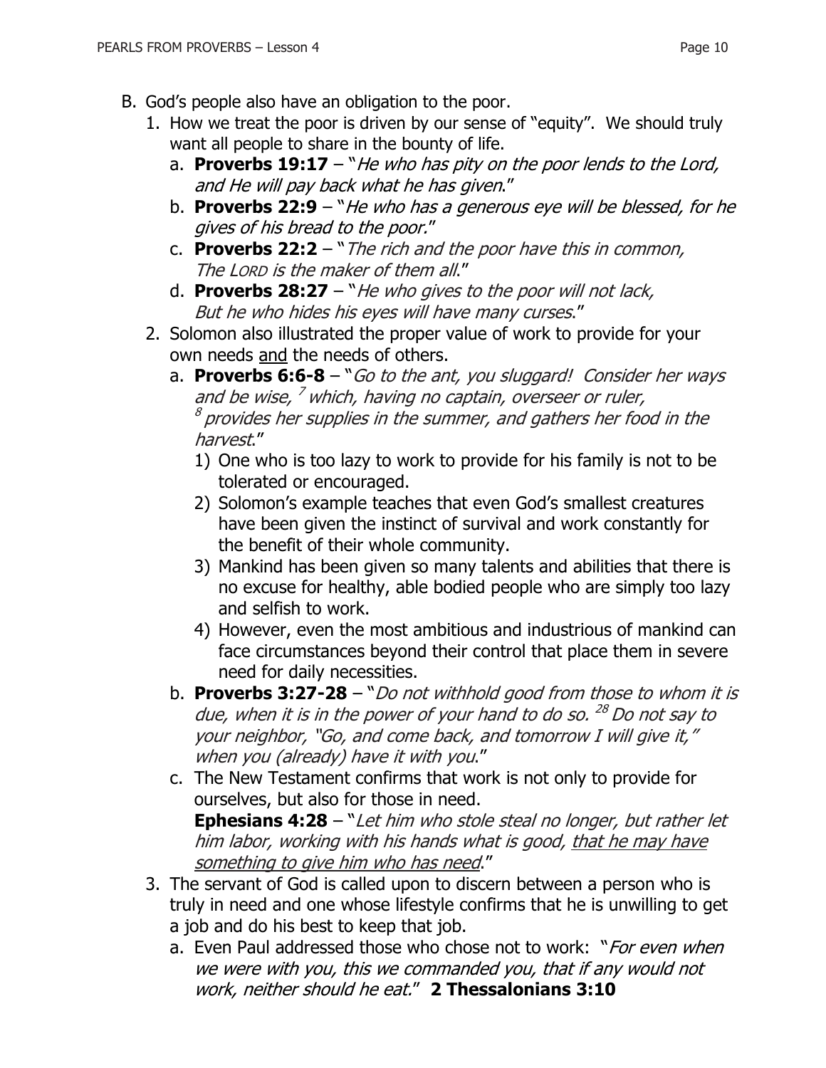B. God's people also have an obligation to the poor.

1. How we treat the poor is driven by our sense of "equity". We should truly want all people to share in the bounty of life.
   a. **Proverbs 19:17** – "*He who has pity on the poor lends to the Lord, and He will pay back what he has given*."
   b. **Proverbs 22:9** – "*He who has a generous eye will be blessed, for he gives of his bread to the poor.*"
   c. **Proverbs 22:2** – "*The rich and the poor have this in common, The LORD is the maker of them all*."
   d. **Proverbs 28:27** – "*He who gives to the poor will not lack, But he who hides his eyes will have many curses*."
2. Solomon also illustrated the proper value of work to provide for your own needs <u>and</u> the needs of others.
   a. **Proverbs 6:6-8** – "*Go to the ant, you sluggard! Consider her ways and be wise, [7] which, having no captain, overseer or ruler, [8] provides her supplies in the summer, and gathers her food in the harvest*."
      1) One who is too lazy to work to provide for his family is not to be tolerated or encouraged.
      2) Solomon's example teaches that even God's smallest creatures have been given the instinct of survival and work constantly for the benefit of their whole community.
      3) Mankind has been given so many talents and abilities that there is no excuse for healthy, able bodied people who are simply too lazy and selfish to work.
      4) However, even the most ambitious and industrious of mankind can face circumstances beyond their control that place them in severe need for daily necessities.
   b. **Proverbs 3:27-28** – "*Do not withhold good from those to whom it is due, when it is in the power of your hand to do so. [28] Do not say to your neighbor, "Go, and come back, and tomorrow I will give it," when you (already) have it with you*."
   c. The New Testament confirms that work is not only to provide for ourselves, but also for those in need.
      **Ephesians 4:28** – "*Let him who stole steal no longer, but rather let him labor, working with his hands what is good, <u>that he may have something to give him who has need</u>*."
3. The servant of God is called upon to discern between a person who is truly in need and one whose lifestyle confirms that he is unwilling to get a job and do his best to keep that job.
   a. Even Paul addressed those who chose not to work: "*For even when we were with you, this we commanded you, that if any would not work, neither should he eat.*" **2 Thessalonians 3:10**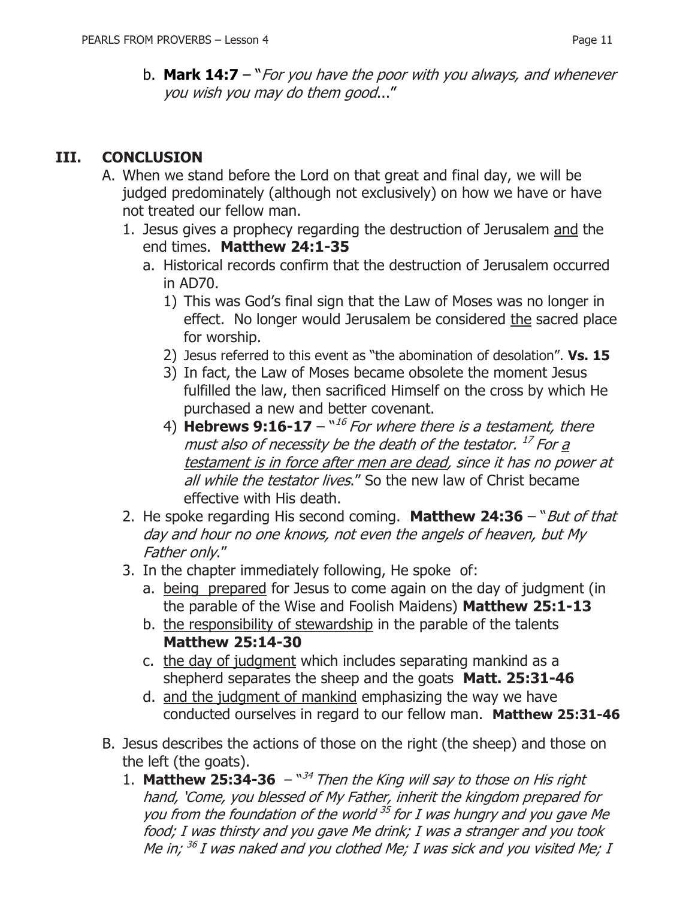b. **Mark 14:7** – "*For you have the poor with you always, and whenever you wish you may do them good*..."

## III. CONCLUSION

A. When we stand before the Lord on that great and final day, we will be judged predominately (although not exclusively) on how we have or have not treated our fellow man.

1. Jesus gives a prophecy regarding the destruction of Jerusalem <u>and</u> the end times. **Matthew 24:1-35**
   a. Historical records confirm that the destruction of Jerusalem occurred in AD70.
      1) This was God's final sign that the Law of Moses was no longer in effect. No longer would Jerusalem be considered <u>the</u> sacred place for worship.
      2) Jesus referred to this event as "the abomination of desolation". **Vs. 15**
      3) In fact, the Law of Moses became obsolete the moment Jesus fulfilled the law, then sacrificed Himself on the cross by which He purchased a new and better covenant.
      4) **Hebrews 9:16-17** – "[16] *For where there is a testament, there must also of necessity be the death of the testator.* [17] *For <u>a testament is in force after men are dead</u>, since it has no power at all while the testator lives*." So the new law of Christ became effective with His death.
2. He spoke regarding His second coming. **Matthew 24:36** – "*But of that day and hour no one knows, not even the angels of heaven, but My Father only*."
3. In the chapter immediately following, He spoke of:
   a. <u>being prepared</u> for Jesus to come again on the day of judgment (in the parable of the Wise and Foolish Maidens) **Matthew 25:1-13**
   b. <u>the responsibility of stewardship</u> in the parable of the talents **Matthew 25:14-30**
   c. <u>the day of judgment</u> which includes separating mankind as a shepherd separates the sheep and the goats **Matt. 25:31-46**
   d. <u>and the judgment of mankind</u> emphasizing the way we have conducted ourselves in regard to our fellow man. **Matthew 25:31-46**

B. Jesus describes the actions of those on the right (the sheep) and those on the left (the goats).

1. **Matthew 25:34-36** – "[34] *Then the King will say to those on His right hand, 'Come, you blessed of My Father, inherit the kingdom prepared for you from the foundation of the world* [35] *for I was hungry and you gave Me food; I was thirsty and you gave Me drink; I was a stranger and you took Me in;* [36] *I was naked and you clothed Me; I was sick and you visited Me; I*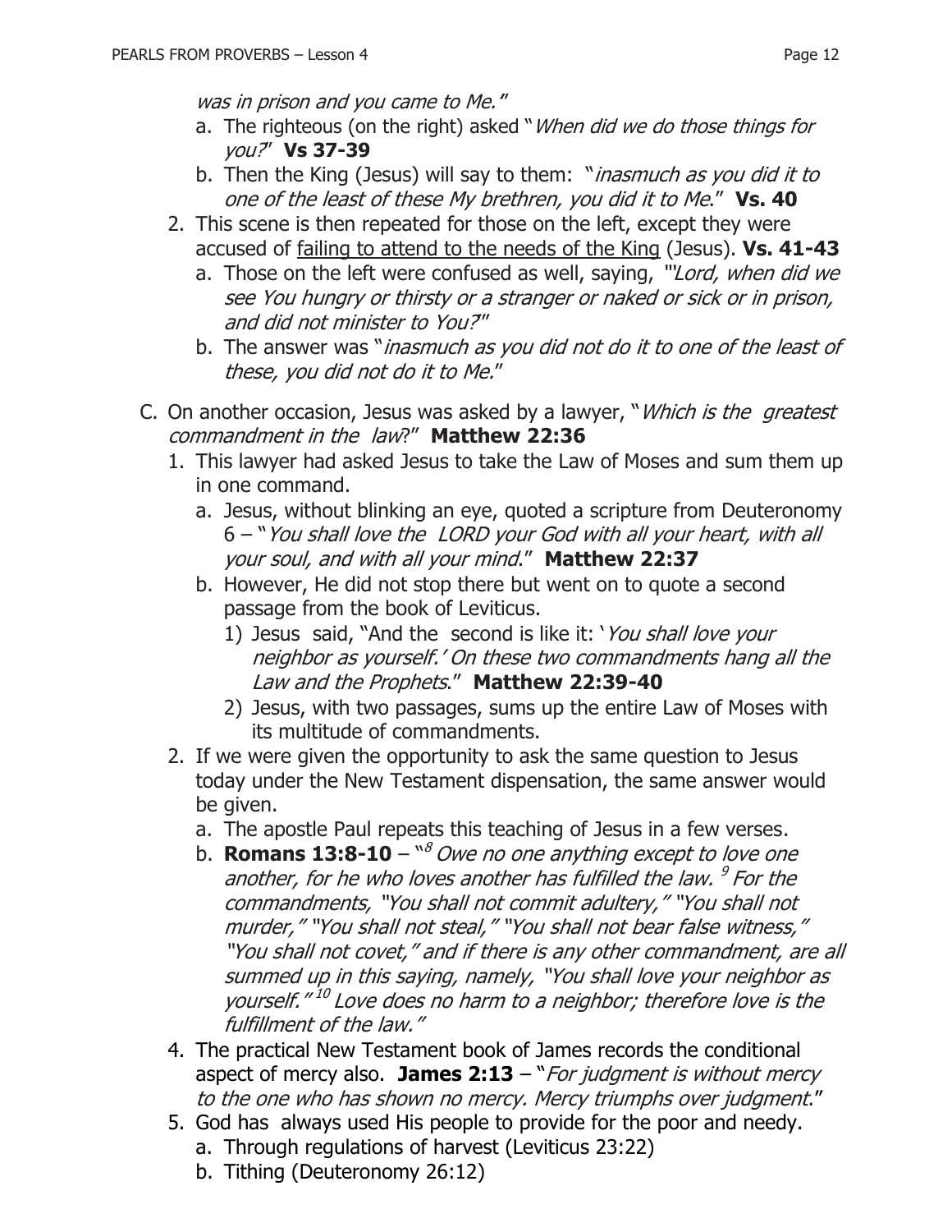*was in prison and you came to Me."*

   a. The righteous (on the right) asked "*When did we do those things for you?*" **Vs 37-39**
   b. Then the King (Jesus) will say to them: "*inasmuch as you did it to one of the least of these My brethren, you did it to Me*." **Vs. 40**

2. This scene is then repeated for those on the left, except they were accused of <u>failing to attend to the needs of the King</u> (Jesus). **Vs. 41-43**
   a. Those on the left were confused as well, saying, "'*Lord, when did we see You hungry or thirsty or a stranger or naked or sick or in prison, and did not minister to You?*'"
   b. The answer was "*inasmuch as you did not do it to one of the least of these, you did not do it to Me.*"

C. On another occasion, Jesus was asked by a lawyer, "*Which is the greatest commandment in the law*?" **Matthew 22:36**

1. This lawyer had asked Jesus to take the Law of Moses and sum them up in one command.
   a. Jesus, without blinking an eye, quoted a scripture from Deuteronomy 6 – "*You shall love the LORD your God with all your heart, with all your soul, and with all your mind*." **Matthew 22:37**
   b. However, He did not stop there but went on to quote a second passage from the book of Leviticus.
      1) Jesus said, "And the second is like it: '*You shall love your neighbor as yourself.' On these two commandments hang all the Law and the Prophets*." **Matthew 22:39-40**
      2) Jesus, with two passages, sums up the entire Law of Moses with its multitude of commandments.

2. If we were given the opportunity to ask the same question to Jesus today under the New Testament dispensation, the same answer would be given.
   a. The apostle Paul repeats this teaching of Jesus in a few verses.
   b. **Romans 13:8-10** – "[8] *Owe no one anything except to love one another, for he who loves another has fulfilled the law.* [9] *For the commandments, "You shall not commit adultery," "You shall not murder," "You shall not steal," "You shall not bear false witness," "You shall not covet," and if there is any other commandment, are all summed up in this saying, namely, "You shall love your neighbor as yourself."* [10] *Love does no harm to a neighbor; therefore love is the fulfillment of the law."*

4. The practical New Testament book of James records the conditional aspect of mercy also. **James 2:13** – "*For judgment is without mercy to the one who has shown no mercy. Mercy triumphs over judgment*."

5. God has always used His people to provide for the poor and needy.
   a. Through regulations of harvest (Leviticus 23:22)
   b. Tithing (Deuteronomy 26:12)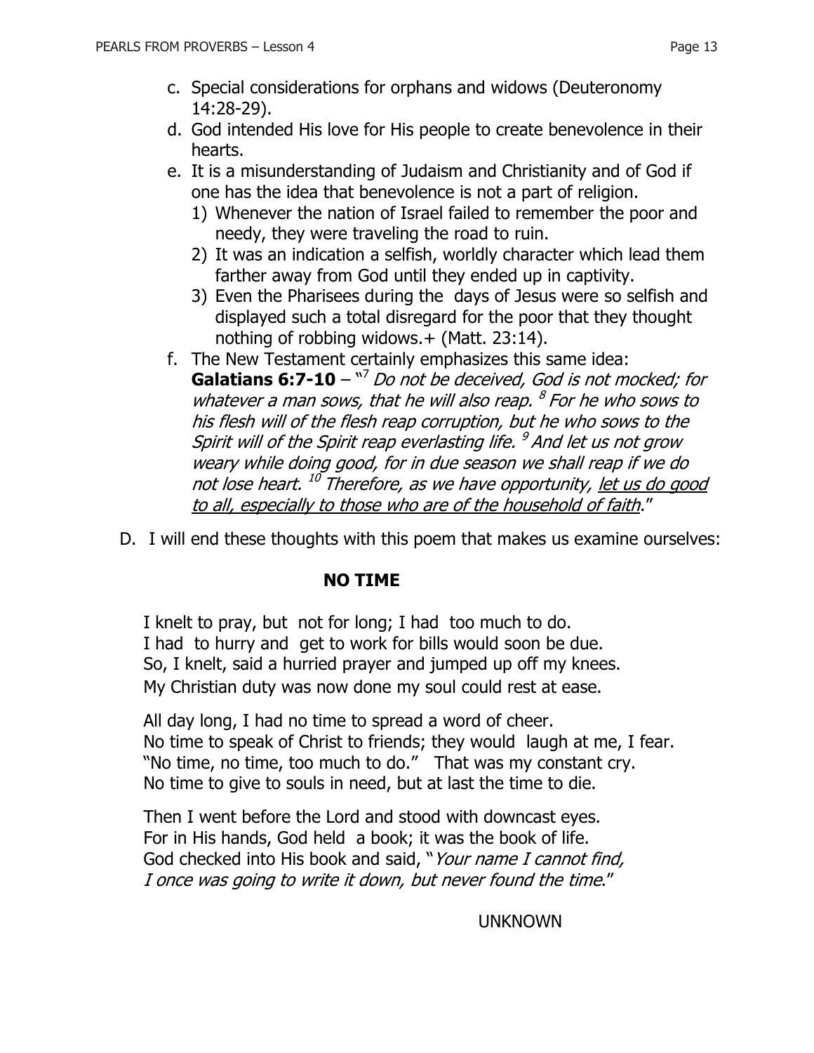c. Special considerations for orphans and widows (Deuteronomy 14:28-29).
d. God intended His love for His people to create benevolence in their hearts.
e. It is a misunderstanding of Judaism and Christianity and of God if one has the idea that benevolence is not a part of religion.
   1) Whenever the nation of Israel failed to remember the poor and needy, they were traveling the road to ruin.
   2) It was an indication a selfish, worldly character which lead them farther away from God until they ended up in captivity.
   3) Even the Pharisees during the days of Jesus were so selfish and displayed such a total disregard for the poor that they thought nothing of robbing widows.+ (Matt. 23:14).
f. The New Testament certainly emphasizes this same idea: **Galatians 6:7-10** – "[7] *Do not be deceived, God is not mocked; for whatever a man sows, that he will also reap.* [8] *For he who sows to his flesh will of the flesh reap corruption, but he who sows to the Spirit will of the Spirit reap everlasting life.* [9] *And let us not grow weary while doing good, for in due season we shall reap if we do not lose heart.* [10] *Therefore, as we have opportunity, <u>let us do good to all, especially to those who are of the household of faith</u>.*"

D. I will end these thoughts with this poem that makes us examine ourselves:

**NO TIME**

I knelt to pray, but not for long; I had too much to do.
I had to hurry and get to work for bills would soon be due.
So, I knelt, said a hurried prayer and jumped up off my knees.
My Christian duty was now done my soul could rest at ease.

All day long, I had no time to spread a word of cheer.
No time to speak of Christ to friends; they would laugh at me, I fear.
"No time, no time, too much to do." That was my constant cry.
No time to give to souls in need, but at last the time to die.

Then I went before the Lord and stood with downcast eyes.
For in His hands, God held a book; it was the book of life.
God checked into His book and said, "*Your name I cannot find,*
*I once was going to write it down, but never found the time*."

UNKNOWN